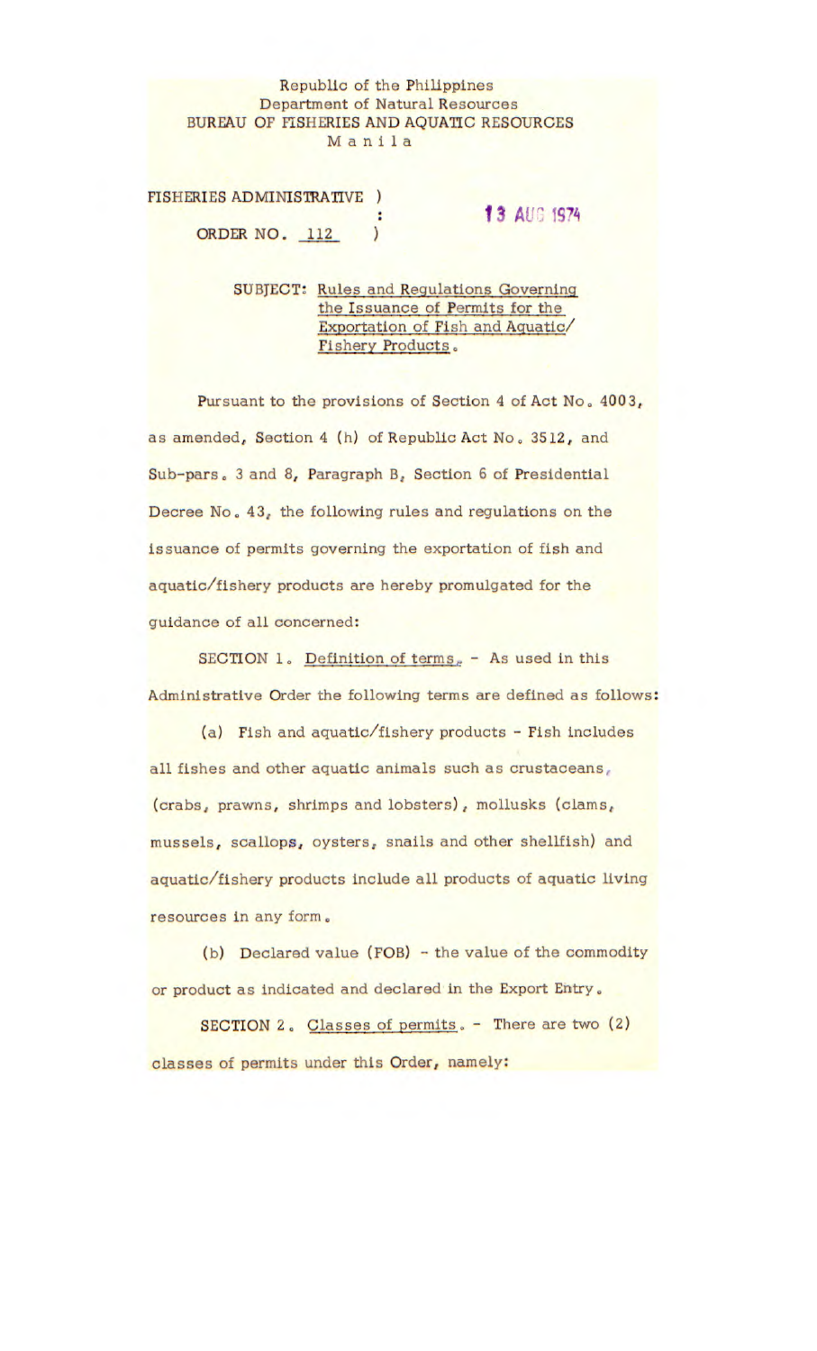Republic of the Philippines
Department of Natural Resources
BUREAU OF FISHERIES AND AQUATIC RESOURCES
Manila

FISHERIES ADMINISTRATIVE ORDER NO. 112

13 AUG 1974

SUBJECT: Rules and Regulations Governing the Issuance of Permits for the Exportation of Fish and Aquatic/Fishery Products.

Pursuant to the provisions of Section 4 of Act No. 4003, as amended, Section 4 (h) of Republic Act No. 3512, and Sub-pars. 3 and 8, Paragraph B, Section 6 of Presidential Decree No. 43, the following rules and regulations on the issuance of permits governing the exportation of fish and aquatic/fishery products are hereby promulgated for the guidance of all concerned:

SECTION 1. Definition of terms. - As used in this Administrative Order the following terms are defined as follows:

(a) Fish and aquatic/fishery products - Fish includes all fishes and other aquatic animals such as crustaceans, (crabs, prawns, shrimps and lobsters), mollusks (clams, mussels, scallops, oysters, snails and other shellfish) and aquatic/fishery products include all products of aquatic living resources in any form.

(b) Declared value (FOB) - the value of the commodity or product as indicated and declared in the Export Entry.

SECTION 2. Classes of permits. - There are two (2) classes of permits under this Order, namely: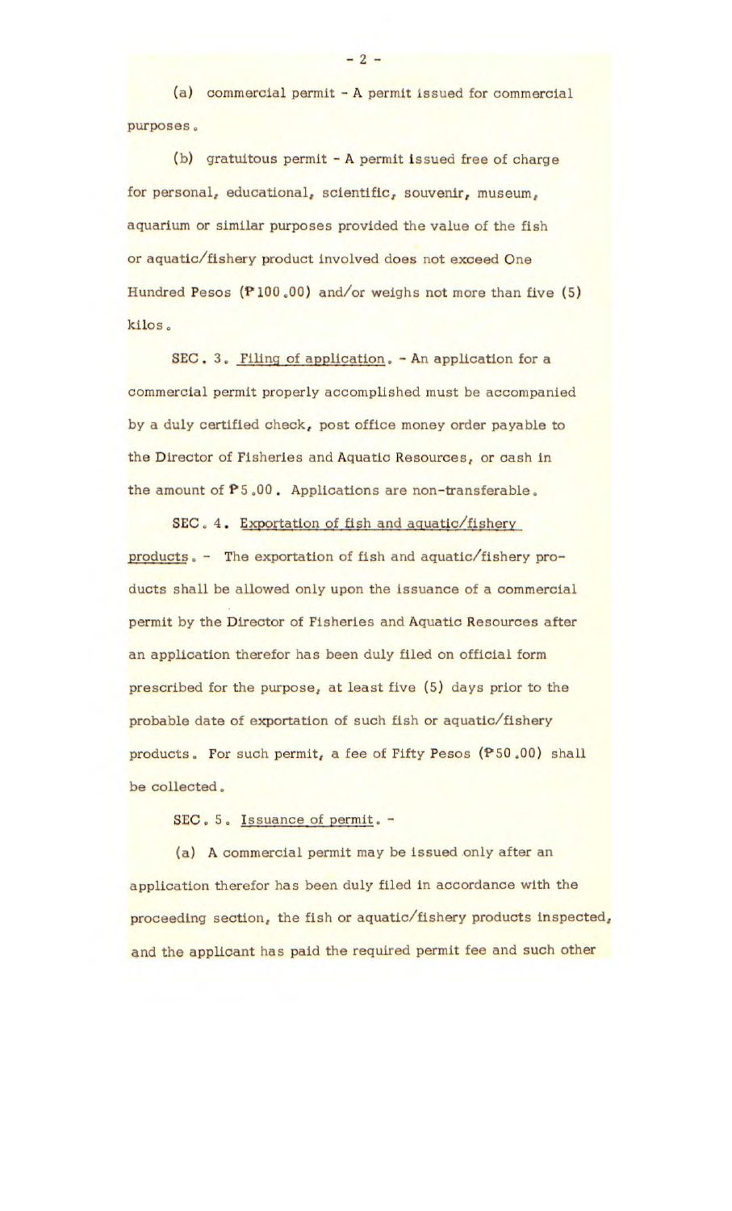(a) commercial permit - A permit issued for commercial purposes.

(b) gratuitous permit - A permit issued free of charge for personal, educational, scientific, souvenir, museum, aquarium or similar purposes provided the value of the fish or aquatic/fishery product involved does not exceed One Hundred Pesos (₱100.00) and/or weighs not more than five (5) kilos.

SEC. 3. Filing of application. - An application for a commercial permit properly accomplished must be accompanied by a duly certified check, post office money order payable to the Director of Fisheries and Aquatic Resources, or cash in the amount of ₱5.00. Applications are non-transferable.

SEC. 4. Exportation of fish and aquatic/fishery products. - The exportation of fish and aquatic/fishery products shall be allowed only upon the issuance of a commercial permit by the Director of Fisheries and Aquatic Resources after an application therefor has been duly filed on official form prescribed for the purpose, at least five (5) days prior to the probable date of exportation of such fish or aquatic/fishery products. For such permit, a fee of Fifty Pesos (₱50.00) shall be collected.

SEC. 5. Issuance of permit. -

(a) A commercial permit may be issued only after an application therefor has been duly filed in accordance with the proceeding section, the fish or aquatic/fishery products inspected, and the applicant has paid the required permit fee and such other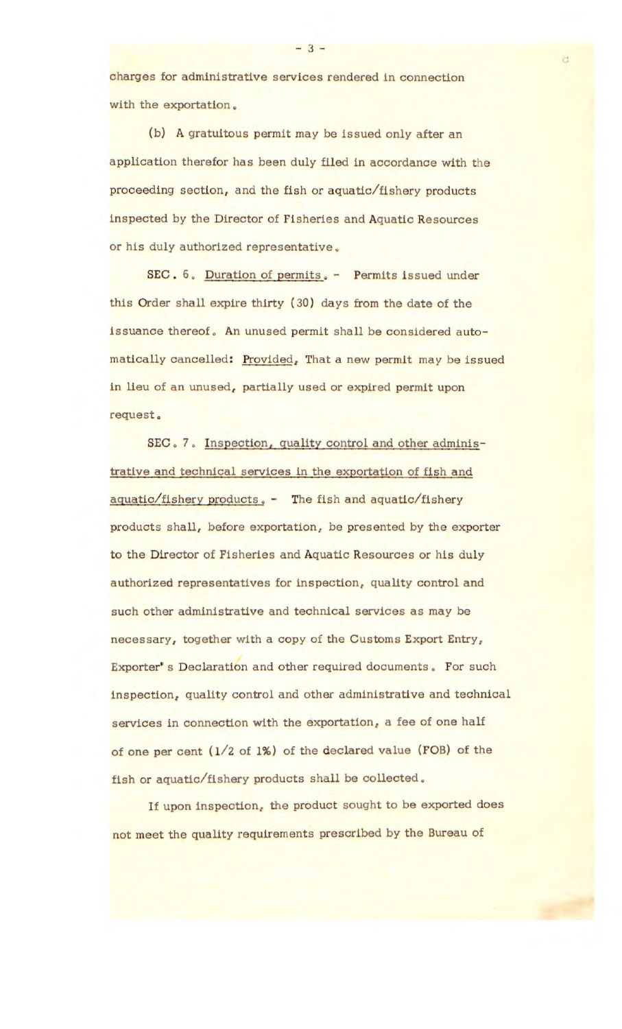charges for administrative services rendered in connection with the exportation.

(b) A gratuitous permit may be issued only after an application therefor has been duly filed in accordance with the proceeding section, and the fish or aquatic/fishery products inspected by the Director of Fisheries and Aquatic Resources or his duly authorized representative.

SEC. 6. Duration of permits. - Permits issued under this Order shall expire thirty (30) days from the date of the issuance thereof. An unused permit shall be considered automatically cancelled: Provided, That a new permit may be issued in lieu of an unused, partially used or expired permit upon request.

SEC. 7. Inspection, quality control and other administrative and technical services in the exportation of fish and aquatic/fishery products. - The fish and aquatic/fishery products shall, before exportation, be presented by the exporter to the Director of Fisheries and Aquatic Resources or his duly authorized representatives for inspection, quality control and such other administrative and technical services as may be necessary, together with a copy of the Customs Export Entry, Exporter's Declaration and other required documents. For such inspection, quality control and other administrative and technical services in connection with the exportation, a fee of one half of one per cent (1/2 of 1%) of the declared value (FOB) of the fish or aquatic/fishery products shall be collected.

If upon inspection, the product sought to be exported does not meet the quality requirements prescribed by the Bureau of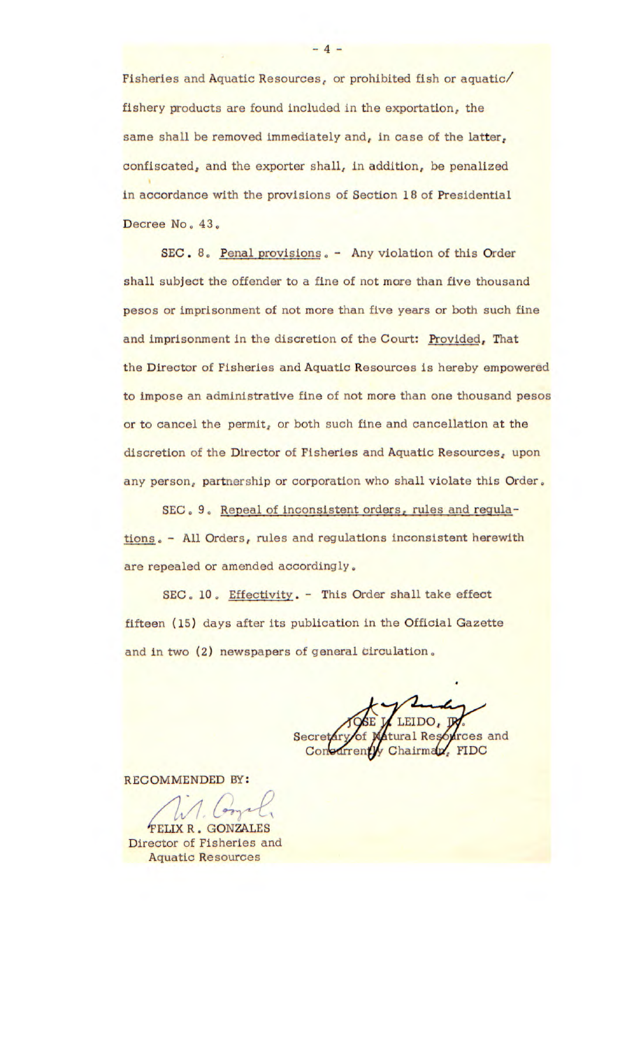Fisheries and Aquatic Resources, or prohibited fish or aquatic/ fishery products are found included in the exportation, the same shall be removed immediately and, in case of the latter, confiscated, and the exporter shall, in addition, be penalized in accordance with the provisions of Section 18 of Presidential Decree No. 43.

SEC. 8. Penal provisions. - Any violation of this Order shall subject the offender to a fine of not more than five thousand pesos or imprisonment of not more than five years or both such fine and imprisonment in the discretion of the Court: Provided, That the Director of Fisheries and Aquatic Resources is hereby empowered to impose an administrative fine of not more than one thousand pesos or to cancel the permit, or both such fine and cancellation at the discretion of the Director of Fisheries and Aquatic Resources, upon any person, partnership or corporation who shall violate this Order.

SEC. 9. Repeal of inconsistent orders, rules and regulations. - All Orders, rules and regulations inconsistent herewith are repealed or amended accordingly.

SEC. 10. Effectivity. - This Order shall take effect fifteen (15) days after its publication in the Official Gazette and in two (2) newspapers of general circulation.

JOSE J. LEIDO, JR.
Secretary of Natural Resources and
Concurrently Chairman, FIDC

RECOMMENDED BY:

FELIX R. GONZALES
Director of Fisheries and
Aquatic Resources